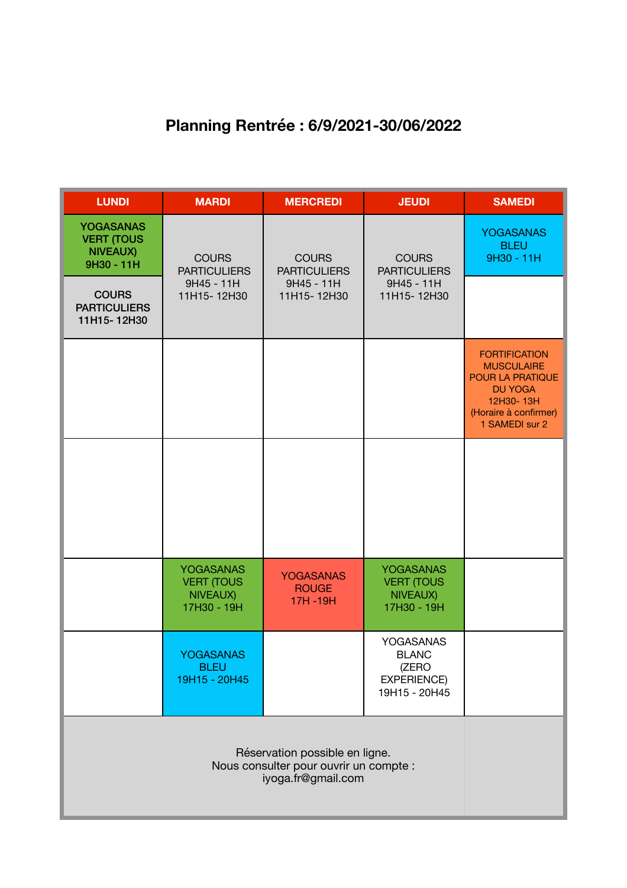# Planning Rentrée : 6/9/2021-30/06/2022

| LUNDI | MARDI | MERCREDI | JEUDI | SAMEDI |
|---|---|---|---|---|
| **YOGASANAS VERT (TOUS NIVEAUX) 9H30 - 11H** | COURS PARTICULIERS 9H45 - 11H 11H15- 12H30 | COURS PARTICULIERS 9H45 - 11H 11H15- 12H30 | COURS PARTICULIERS 9H45 - 11H 11H15- 12H30 | YOGASANAS BLEU 9H30 - 11H |
| **COURS PARTICULIERS 11H15- 12H30** | | | | |
| | | | | FORTIFICATION MUSCULAIRE POUR LA PRATIQUE DU YOGA 12H30- 13H (Horaire à confirmer) 1 SAMEDI sur 2 |
| | | | | |
| | YOGASANAS VERT (TOUS NIVEAUX) 17H30 - 19H | YOGASANAS ROUGE 17H -19H | YOGASANAS VERT (TOUS NIVEAUX) 17H30 - 19H | |
| | YOGASANAS BLEU 19H15 - 20H45 | | YOGASANAS BLANC (ZERO EXPERIENCE) 19H15 - 20H45 | |

Réservation possible en ligne.
Nous consulter pour ouvrir un compte :
iyoga.fr@gmail.com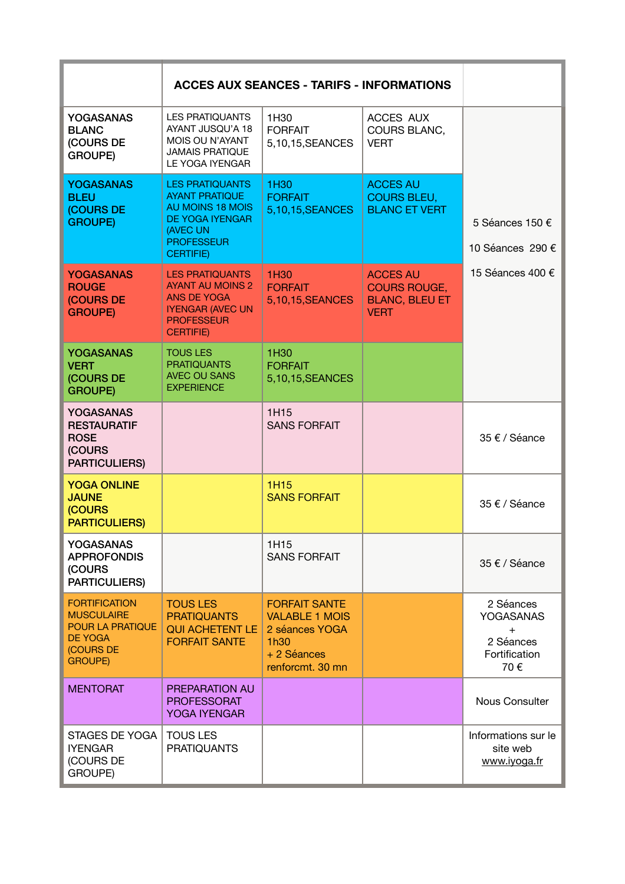| | ACCES AUX SEANCES - TARIFS - INFORMATIONS | | | |
|---|---|---|---|---|
| **YOGASANAS BLANC (COURS DE GROUPE)** | LES PRATIQUANTS AYANT JUSQU'A 18 MOIS OU N'AYANT JAMAIS PRATIQUE LE YOGA IYENGAR | 1H30 FORFAIT 5,10,15,SEANCES | ACCES AUX COURS BLANC, VERT | 5 Séances 150 €<br>10 Séances 290 €<br>15 Séances 400 € |
| **YOGASANAS BLEU (COURS DE GROUPE)** | LES PRATIQUANTS AYANT PRATIQUE AU MOINS 18 MOIS DE YOGA IYENGAR (AVEC UN PROFESSEUR CERTIFIE) | 1H30 FORFAIT 5,10,15,SEANCES | ACCES AU COURS BLEU, BLANC ET VERT | |
| **YOGASANAS ROUGE (COURS DE GROUPE)** | LES PRATIQUANTS AYANT AU MOINS 2 ANS DE YOGA IYENGAR (AVEC UN PROFESSEUR CERTIFIE) | 1H30 FORFAIT 5,10,15,SEANCES | ACCES AU COURS ROUGE, BLANC, BLEU ET VERT | |
| **YOGASANAS VERT (COURS DE GROUPE)** | TOUS LES PRATIQUANTS AVEC OU SANS EXPERIENCE | 1H30 FORFAIT 5,10,15,SEANCES | | |
| **YOGASANAS RESTAURATIF ROSE (COURS PARTICULIERS)** | | 1H15 SANS FORFAIT | | 35 € / Séance |
| **YOGA ONLINE JAUNE (COURS PARTICULIERS)** | | 1H15 SANS FORFAIT | | 35 € / Séance |
| **YOGASANAS APPROFONDIS (COURS PARTICULIERS)** | | 1H15 SANS FORFAIT | | 35 € / Séance |
| FORTIFICATION MUSCULAIRE POUR LA PRATIQUE DE YOGA (COURS DE GROUPE) | TOUS LES PRATIQUANTS QUI ACHETENT LE FORFAIT SANTE | FORFAIT SANTE VALABLE 1 MOIS 2 séances YOGA 1h30 + 2 Séances renforcmt. 30 mn | | 2 Séances YOGASANAS + 2 Séances Fortification 70 € |
| MENTORAT | PREPARATION AU PROFESSORAT YOGA IYENGAR | | | Nous Consulter |
| STAGES DE YOGA IYENGAR (COURS DE GROUPE) | TOUS LES PRATIQUANTS | | | Informations sur le site web www.iyoga.fr |